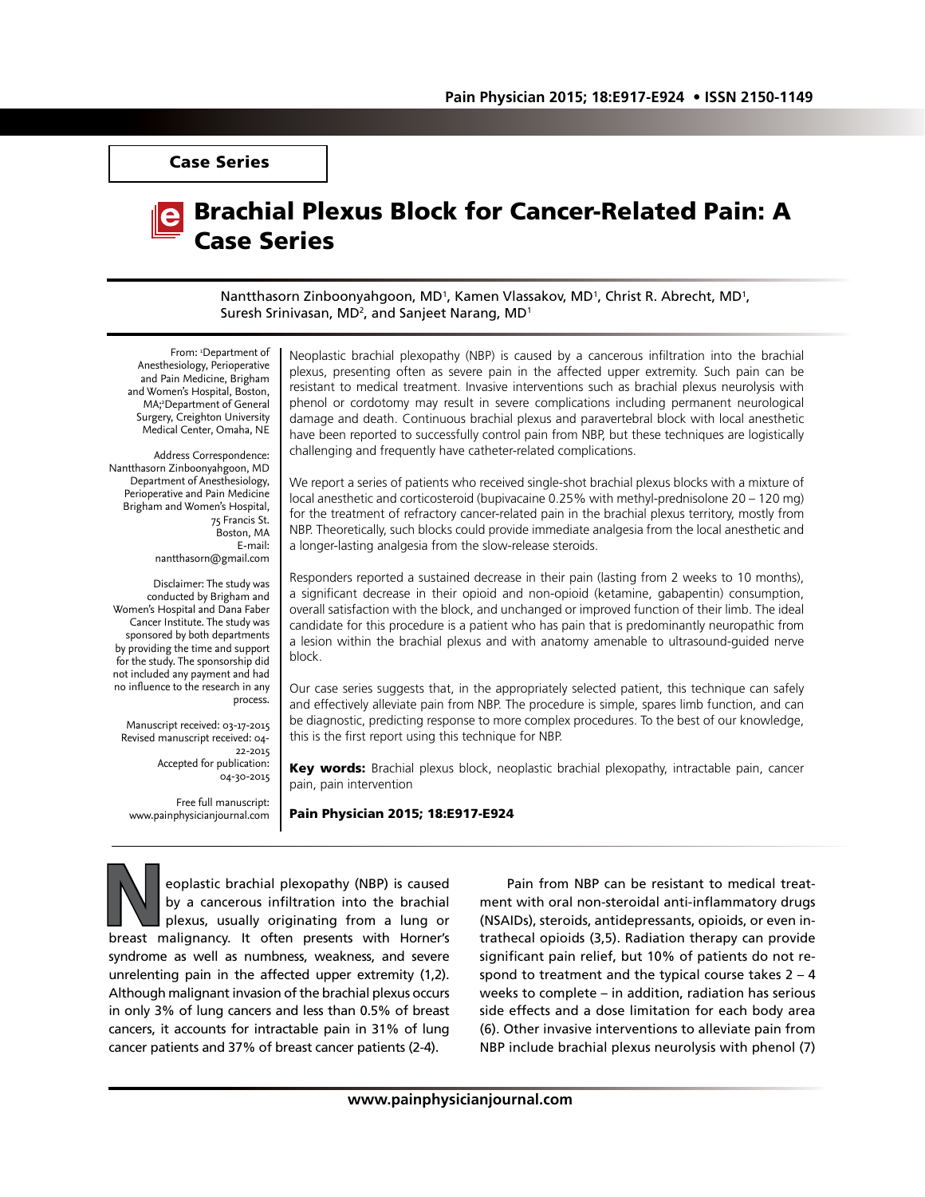**Case Series**

# Brachial Plexus Block for Cancer-Related Pain: A Case Series

Nantthasorn Zinboonyahgoon, MD[1], Kamen Vlassakov, MD[1], Christ R. Abrecht, MD[1], Suresh Srinivasan, MD[2], and Sanjeet Narang, MD[1]

From: [1]Department of Anesthesiology, Perioperative and Pain Medicine, Brigham and Women's Hospital, Boston, MA; [2]Department of General Surgery, Creighton University Medical Center, Omaha, NE

Address Correspondence:
Nantthasorn Zinboonyahgoon, MD
Department of Anesthesiology, Perioperative and Pain Medicine
Brigham and Women's Hospital,
75 Francis St.
Boston, MA
E-mail:
nantthasorn@gmail.com

Disclaimer: The study was conducted by Brigham and Women's Hospital and Dana Faber Cancer Institute. The study was sponsored by both departments by providing the time and support for the study. The sponsorship did not included any payment and had no influence to the research in any process.

Manuscript received: 03-17-2015
Revised manuscript received: 04-22-2015
Accepted for publication: 04-30-2015

Free full manuscript:
www.painphysicianjournal.com

Neoplastic brachial plexopathy (NBP) is caused by a cancerous infiltration into the brachial plexus, presenting often as severe pain in the affected upper extremity. Such pain can be resistant to medical treatment. Invasive interventions such as brachial plexus neurolysis with phenol or cordotomy may result in severe complications including permanent neurological damage and death. Continuous brachial plexus and paravertebral block with local anesthetic have been reported to successfully control pain from NBP, but these techniques are logistically challenging and frequently have catheter-related complications.

We report a series of patients who received single-shot brachial plexus blocks with a mixture of local anesthetic and corticosteroid (bupivacaine 0.25% with methyl-prednisolone 20 – 120 mg) for the treatment of refractory cancer-related pain in the brachial plexus territory, mostly from NBP. Theoretically, such blocks could provide immediate analgesia from the local anesthetic and a longer-lasting analgesia from the slow-release steroids.

Responders reported a sustained decrease in their pain (lasting from 2 weeks to 10 months), a significant decrease in their opioid and non-opioid (ketamine, gabapentin) consumption, overall satisfaction with the block, and unchanged or improved function of their limb. The ideal candidate for this procedure is a patient who has pain that is predominantly neuropathic from a lesion within the brachial plexus and with anatomy amenable to ultrasound-guided nerve block.

Our case series suggests that, in the appropriately selected patient, this technique can safely and effectively alleviate pain from NBP. The procedure is simple, spares limb function, and can be diagnostic, predicting response to more complex procedures. To the best of our knowledge, this is the first report using this technique for NBP.

**Key words:** Brachial plexus block, neoplastic brachial plexopathy, intractable pain, cancer pain, pain intervention

**Pain Physician 2015; 18:E917-E924**

Neoplastic brachial plexopathy (NBP) is caused by a cancerous infiltration into the brachial plexus, usually originating from a lung or breast malignancy. It often presents with Horner's syndrome as well as numbness, weakness, and severe unrelenting pain in the affected upper extremity (1,2). Although malignant invasion of the brachial plexus occurs in only 3% of lung cancers and less than 0.5% of breast cancers, it accounts for intractable pain in 31% of lung cancer patients and 37% of breast cancer patients (2-4).

Pain from NBP can be resistant to medical treatment with oral non-steroidal anti-inflammatory drugs (NSAIDs), steroids, antidepressants, opioids, or even intrathecal opioids (3,5). Radiation therapy can provide significant pain relief, but 10% of patients do not respond to treatment and the typical course takes 2 – 4 weeks to complete – in addition, radiation has serious side effects and a dose limitation for each body area (6). Other invasive interventions to alleviate pain from NBP include brachial plexus neurolysis with phenol (7)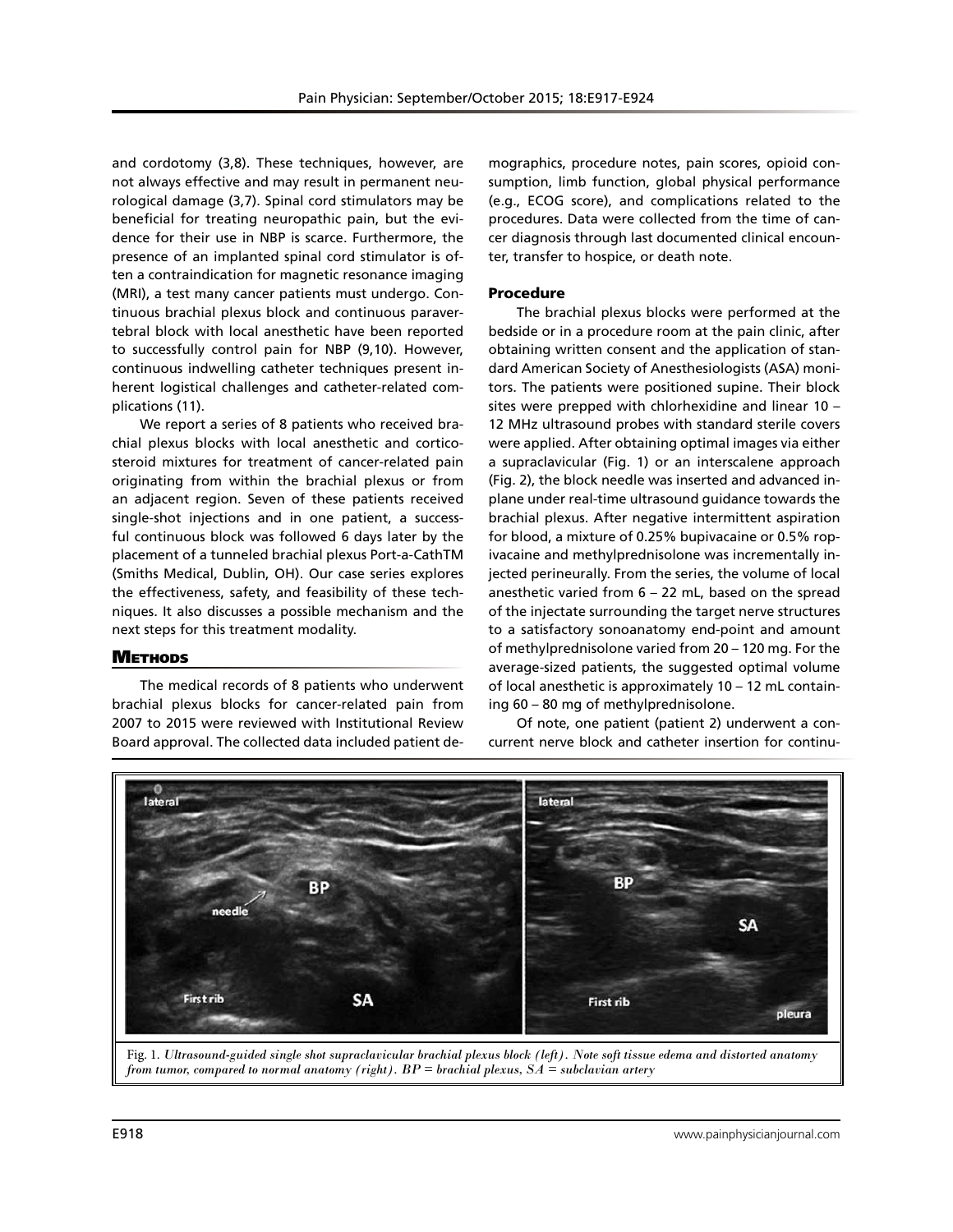and cordotomy (3,8). These techniques, however, are not always effective and may result in permanent neurological damage (3,7). Spinal cord stimulators may be beneficial for treating neuropathic pain, but the evidence for their use in NBP is scarce. Furthermore, the presence of an implanted spinal cord stimulator is often a contraindication for magnetic resonance imaging (MRI), a test many cancer patients must undergo. Continuous brachial plexus block and continuous paravertebral block with local anesthetic have been reported to successfully control pain for NBP (9,10). However, continuous indwelling catheter techniques present inherent logistical challenges and catheter-related complications (11).

We report a series of 8 patients who received brachial plexus blocks with local anesthetic and corticosteroid mixtures for treatment of cancer-related pain originating from within the brachial plexus or from an adjacent region. Seven of these patients received single-shot injections and in one patient, a successful continuous block was followed 6 days later by the placement of a tunneled brachial plexus Port-a-CathTM (Smiths Medical, Dublin, OH). Our case series explores the effectiveness, safety, and feasibility of these techniques. It also discusses a possible mechanism and the next steps for this treatment modality.

## Methods

The medical records of 8 patients who underwent brachial plexus blocks for cancer-related pain from 2007 to 2015 were reviewed with Institutional Review Board approval. The collected data included patient demographics, procedure notes, pain scores, opioid consumption, limb function, global physical performance (e.g., ECOG score), and complications related to the procedures. Data were collected from the time of cancer diagnosis through last documented clinical encounter, transfer to hospice, or death note.

### Procedure

The brachial plexus blocks were performed at the bedside or in a procedure room at the pain clinic, after obtaining written consent and the application of standard American Society of Anesthesiologists (ASA) monitors. The patients were positioned supine. Their block sites were prepped with chlorhexidine and linear 10 – 12 MHz ultrasound probes with standard sterile covers were applied. After obtaining optimal images via either a supraclavicular (Fig. 1) or an interscalene approach (Fig. 2), the block needle was inserted and advanced in-plane under real-time ultrasound guidance towards the brachial plexus. After negative intermittent aspiration for blood, a mixture of 0.25% bupivacaine or 0.5% ropivacaine and methylprednisolone was incrementally injected perineurally. From the series, the volume of local anesthetic varied from 6 – 22 mL, based on the spread of the injectate surrounding the target nerve structures to a satisfactory sonoanatomy end-point and amount of methylprednisolone varied from 20 – 120 mg. For the average-sized patients, the suggested optimal volume of local anesthetic is approximately 10 – 12 mL containing 60 – 80 mg of methylprednisolone.

Of note, one patient (patient 2) underwent a concurrent nerve block and catheter insertion for continu-

Fig. 1. *Ultrasound-guided single shot supraclavicular brachial plexus block (left). Note soft tissue edema and distorted anatomy from tumor, compared to normal anatomy (right). BP = brachial plexus, SA = subclavian artery*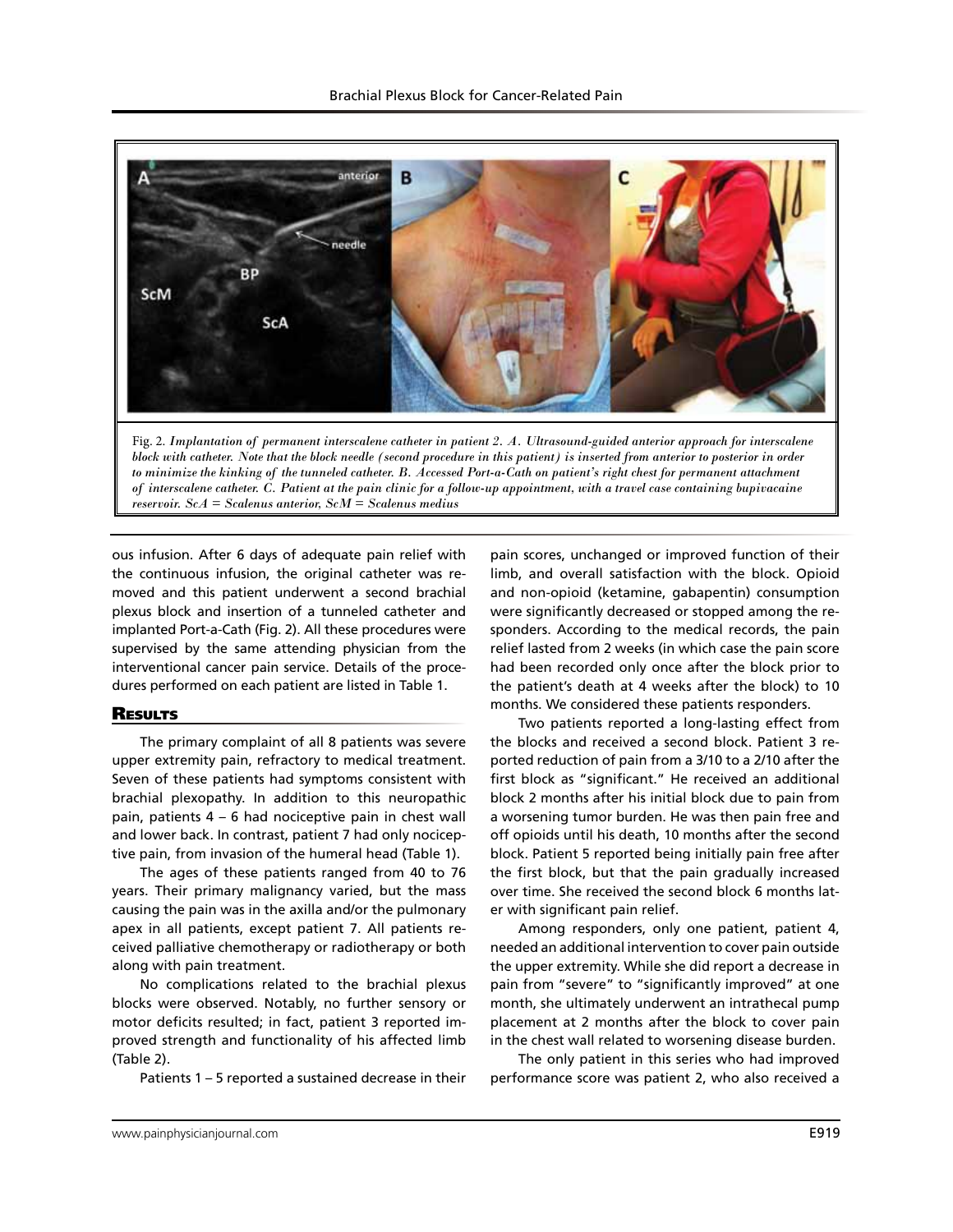Fig. 2. *Implantation of permanent interscalene catheter in patient 2. A. Ultrasound-guided anterior approach for interscalene block with catheter. Note that the block needle (second procedure in this patient) is inserted from anterior to posterior in order to minimize the kinking of the tunneled catheter. B. Accessed Port-a-Cath on patient's right chest for permanent attachment of interscalene catheter. C. Patient at the pain clinic for a follow-up appointment, with a travel case containing bupivacaine reservoir. ScA = Scalenus anterior, ScM = Scalenus medius*

ous infusion. After 6 days of adequate pain relief with the continuous infusion, the original catheter was removed and this patient underwent a second brachial plexus block and insertion of a tunneled catheter and implanted Port-a-Cath (Fig. 2). All these procedures were supervised by the same attending physician from the interventional cancer pain service. Details of the procedures performed on each patient are listed in Table 1.

## Results

The primary complaint of all 8 patients was severe upper extremity pain, refractory to medical treatment. Seven of these patients had symptoms consistent with brachial plexopathy. In addition to this neuropathic pain, patients 4 – 6 had nociceptive pain in chest wall and lower back. In contrast, patient 7 had only nociceptive pain, from invasion of the humeral head (Table 1).

The ages of these patients ranged from 40 to 76 years. Their primary malignancy varied, but the mass causing the pain was in the axilla and/or the pulmonary apex in all patients, except patient 7. All patients received palliative chemotherapy or radiotherapy or both along with pain treatment.

No complications related to the brachial plexus blocks were observed. Notably, no further sensory or motor deficits resulted; in fact, patient 3 reported improved strength and functionality of his affected limb (Table 2).

Patients 1 – 5 reported a sustained decrease in their pain scores, unchanged or improved function of their limb, and overall satisfaction with the block. Opioid and non-opioid (ketamine, gabapentin) consumption were significantly decreased or stopped among the responders. According to the medical records, the pain relief lasted from 2 weeks (in which case the pain score had been recorded only once after the block prior to the patient's death at 4 weeks after the block) to 10 months. We considered these patients responders.

Two patients reported a long-lasting effect from the blocks and received a second block. Patient 3 reported reduction of pain from a 3/10 to a 2/10 after the first block as "significant." He received an additional block 2 months after his initial block due to pain from a worsening tumor burden. He was then pain free and off opioids until his death, 10 months after the second block. Patient 5 reported being initially pain free after the first block, but that the pain gradually increased over time. She received the second block 6 months later with significant pain relief.

Among responders, only one patient, patient 4, needed an additional intervention to cover pain outside the upper extremity. While she did report a decrease in pain from "severe" to "significantly improved" at one month, she ultimately underwent an intrathecal pump placement at 2 months after the block to cover pain in the chest wall related to worsening disease burden.

The only patient in this series who had improved performance score was patient 2, who also received a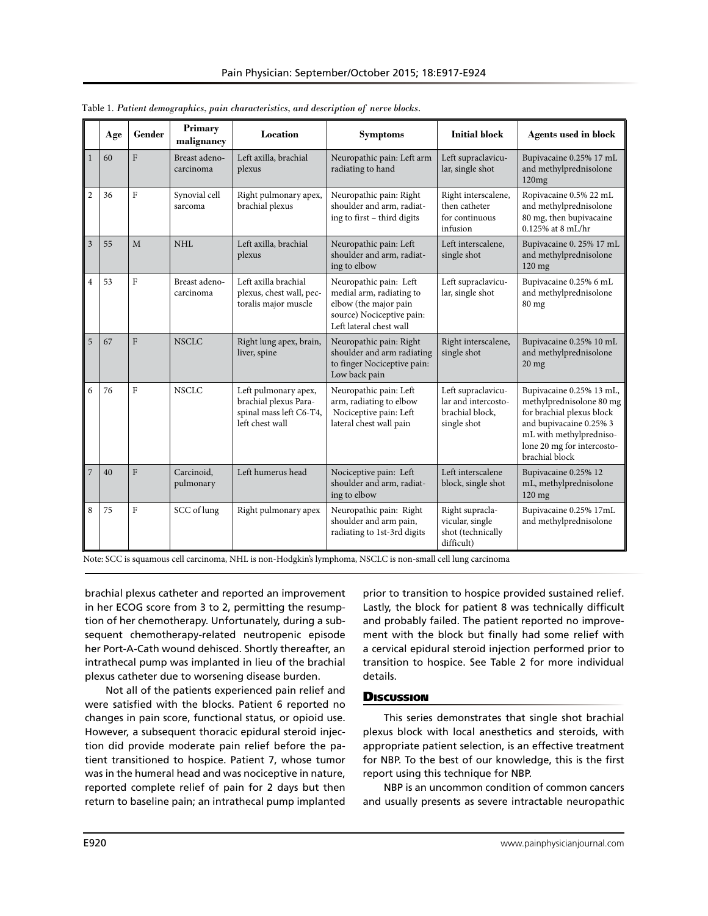Table 1. *Patient demographics, pain characteristics, and description of nerve blocks.*

| | Age | Gender | Primary malignancy | Location | Symptoms | Initial block | Agents used in block |
|---|---|---|---|---|---|---|---|
| 1 | 60 | F | Breast adenocarcinoma | Left axilla, brachial plexus | Neuropathic pain: Left arm radiating to hand | Left supraclavicular, single shot | Bupivacaine 0.25% 17 mL and methylprednisolone 120mg |
| 2 | 36 | F | Synovial cell sarcoma | Right pulmonary apex, brachial plexus | Neuropathic pain: Right shoulder and arm, radiating to first – third digits | Right interscalene, then catheter for continuous infusion | Ropivacaine 0.5% 22 mL and methylprednisolone 80 mg, then bupivacaine 0.125% at 8 mL/hr |
| 3 | 55 | M | NHL | Left axilla, brachial plexus | Neuropathic pain: Left shoulder and arm, radiating to elbow | Left interscalene, single shot | Bupivacaine 0. 25% 17 mL and methylprednisolone 120 mg |
| 4 | 53 | F | Breast adenocarcinoma | Left axilla brachial plexus, chest wall, pectoralis major muscle | Neuropathic pain: Left medial arm, radiating to elbow (the major pain source) Nociceptive pain: Left lateral chest wall | Left supraclavicular, single shot | Bupivacaine 0.25% 6 mL and methylprednisolone 80 mg |
| 5 | 67 | F | NSCLC | Right lung apex, brain, liver, spine | Neuropathic pain: Right shoulder and arm radiating to finger Nociceptive pain: Low back pain | Right interscalene, single shot | Bupivacaine 0.25% 10 mL and methylprednisolone 20 mg |
| 6 | 76 | F | NSCLC | Left pulmonary apex, brachial plexus Paraspinal mass left C6-T4, left chest wall | Neuropathic pain: Left arm, radiating to elbow Nociceptive pain: Left lateral chest wall pain | Left supraclavicular and intercostobrachial block, single shot | Bupivacaine 0.25% 13 mL, methylprednisolone 80 mg for brachial plexus block and bupivacaine 0.25% 3 mL with methylprednisolone 20 mg for intercostobrachial block |
| 7 | 40 | F | Carcinoid, pulmonary | Left humerus head | Nociceptive pain: Left shoulder and arm, radiating to elbow | Left interscalene block, single shot | Bupivacaine 0.25% 12 mL, methylprednisolone 120 mg |
| 8 | 75 | F | SCC of lung | Right pulmonary apex | Neuropathic pain: Right shoulder and arm pain, radiating to 1st-3rd digits | Right supraclavicular, single shot (technically difficult) | Bupivacaine 0.25% 17mL and methylprednisolone |

Note: SCC is squamous cell carcinoma, NHL is non-Hodgkin's lymphoma, NSCLC is non-small cell lung carcinoma

brachial plexus catheter and reported an improvement in her ECOG score from 3 to 2, permitting the resumption of her chemotherapy. Unfortunately, during a subsequent chemotherapy-related neutropenic episode her Port-A-Cath wound dehisced. Shortly thereafter, an intrathecal pump was implanted in lieu of the brachial plexus catheter due to worsening disease burden.

Not all of the patients experienced pain relief and were satisfied with the blocks. Patient 6 reported no changes in pain score, functional status, or opioid use. However, a subsequent thoracic epidural steroid injection did provide moderate pain relief before the patient transitioned to hospice. Patient 7, whose tumor was in the humeral head and was nociceptive in nature, reported complete relief of pain for 2 days but then return to baseline pain; an intrathecal pump implanted prior to transition to hospice provided sustained relief. Lastly, the block for patient 8 was technically difficult and probably failed. The patient reported no improvement with the block but finally had some relief with a cervical epidural steroid injection performed prior to transition to hospice. See Table 2 for more individual details.

## Discussion

This series demonstrates that single shot brachial plexus block with local anesthetics and steroids, with appropriate patient selection, is an effective treatment for NBP. To the best of our knowledge, this is the first report using this technique for NBP.

NBP is an uncommon condition of common cancers and usually presents as severe intractable neuropathic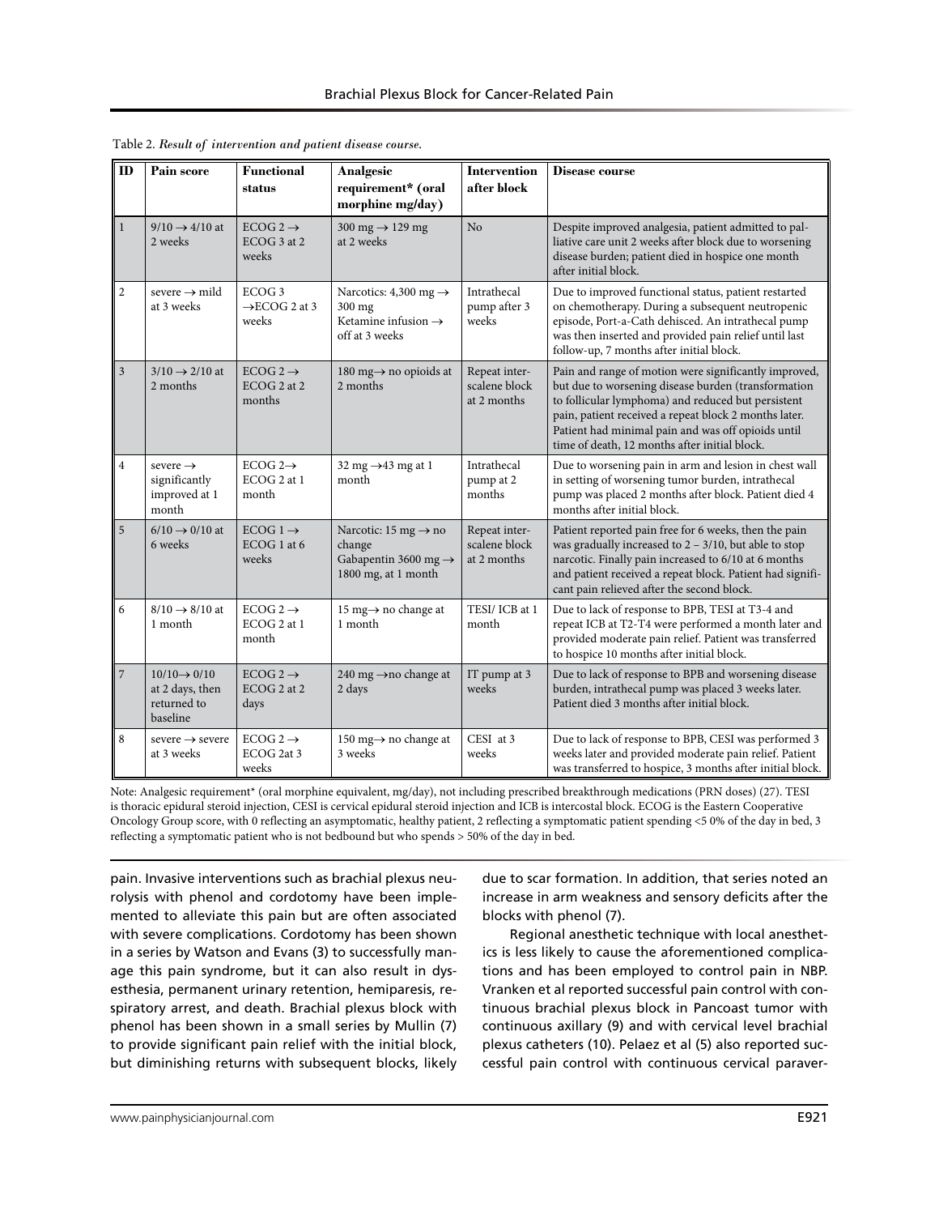Table 2. *Result of intervention and patient disease course.*

| ID | Pain score | Functional status | Analgesic requirement* (oral morphine mg/day) | Intervention after block | Disease course |
|---|---|---|---|---|---|
| 1 | 9/10 → 4/10 at 2 weeks | ECOG 2 → ECOG 3 at 2 weeks | 300 mg → 129 mg at 2 weeks | No | Despite improved analgesia, patient admitted to palliative care unit 2 weeks after block due to worsening disease burden; patient died in hospice one month after initial block. |
| 2 | severe → mild at 3 weeks | ECOG 3 →ECOG 2 at 3 weeks | Narcotics: 4,300 mg → 300 mg Ketamine infusion → off at 3 weeks | Intrathecal pump after 3 weeks | Due to improved functional status, patient restarted on chemotherapy. During a subsequent neutropenic episode, Port-a-Cath dehisced. An intrathecal pump was then inserted and provided pain relief until last follow-up, 7 months after initial block. |
| 3 | 3/10 → 2/10 at 2 months | ECOG 2 → ECOG 2 at 2 months | 180 mg→ no opioids at 2 months | Repeat interscalene block at 2 months | Pain and range of motion were significantly improved, but due to worsening disease burden (transformation to follicular lymphoma) and reduced but persistent pain, patient received a repeat block 2 months later. Patient had minimal pain and was off opioids until time of death, 12 months after initial block. |
| 4 | severe → significantly improved at 1 month | ECOG 2→ ECOG 2 at 1 month | 32 mg →43 mg at 1 month | Intrathecal pump at 2 months | Due to worsening pain in arm and lesion in chest wall in setting of worsening tumor burden, intrathecal pump was placed 2 months after block. Patient died 4 months after initial block. |
| 5 | 6/10 → 0/10 at 6 weeks | ECOG 1 → ECOG 1 at 6 weeks | Narcotic: 15 mg → no change Gabapentin 3600 mg → 1800 mg, at 1 month | Repeat interscalene block at 2 months | Patient reported pain free for 6 weeks, then the pain was gradually increased to 2 – 3/10, but able to stop narcotic. Finally pain increased to 6/10 at 6 months and patient received a repeat block. Patient had significant pain relieved after the second block. |
| 6 | 8/10 → 8/10 at 1 month | ECOG 2 → ECOG 2 at 1 month | 15 mg→ no change at 1 month | TESI/ ICB at 1 month | Due to lack of response to BPB, TESI at T3-4 and repeat ICB at T2-T4 were performed a month later and provided moderate pain relief. Patient was transferred to hospice 10 months after initial block. |
| 7 | 10/10→ 0/10 at 2 days, then returned to baseline | ECOG 2 → ECOG 2 at 2 days | 240 mg →no change at 2 days | IT pump at 3 weeks | Due to lack of response to BPB and worsening disease burden, intrathecal pump was placed 3 weeks later. Patient died 3 months after initial block. |
| 8 | severe → severe at 3 weeks | ECOG 2 → ECOG 2at 3 weeks | 150 mg→ no change at 3 weeks | CESI at 3 weeks | Due to lack of response to BPB, CESI was performed 3 weeks later and provided moderate pain relief. Patient was transferred to hospice, 3 months after initial block. |

Note: Analgesic requirement* (oral morphine equivalent, mg/day), not including prescribed breakthrough medications (PRN doses) (27). TESI is thoracic epidural steroid injection, CESI is cervical epidural steroid injection and ICB is intercostal block. ECOG is the Eastern Cooperative Oncology Group score, with 0 reflecting an asymptomatic, healthy patient, 2 reflecting a symptomatic patient spending <5 0% of the day in bed, 3 reflecting a symptomatic patient who is not bedbound but who spends > 50% of the day in bed.

pain. Invasive interventions such as brachial plexus neurolysis with phenol and cordotomy have been implemented to alleviate this pain but are often associated with severe complications. Cordotomy has been shown in a series by Watson and Evans (3) to successfully manage this pain syndrome, but it can also result in dysesthesia, permanent urinary retention, hemiparesis, respiratory arrest, and death. Brachial plexus block with phenol has been shown in a small series by Mullin (7) to provide significant pain relief with the initial block, but diminishing returns with subsequent blocks, likely due to scar formation. In addition, that series noted an increase in arm weakness and sensory deficits after the blocks with phenol (7).

Regional anesthetic technique with local anesthetics is less likely to cause the aforementioned complications and has been employed to control pain in NBP. Vranken et al reported successful pain control with continuous brachial plexus block in Pancoast tumor with continuous axillary (9) and with cervical level brachial plexus catheters (10). Pelaez et al (5) also reported successful pain control with continuous cervical paraver-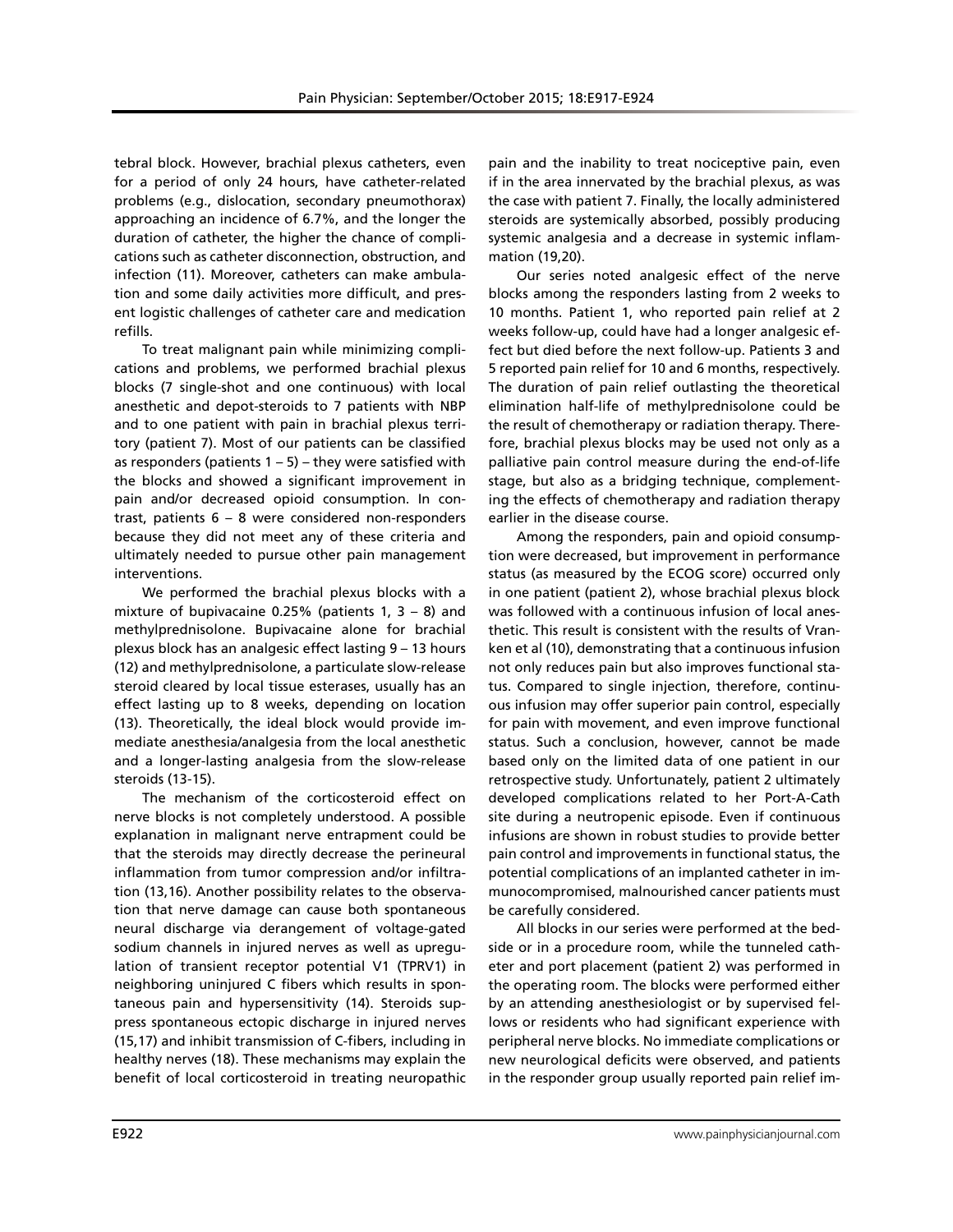tebral block. However, brachial plexus catheters, even for a period of only 24 hours, have catheter-related problems (e.g., dislocation, secondary pneumothorax) approaching an incidence of 6.7%, and the longer the duration of catheter, the higher the chance of complications such as catheter disconnection, obstruction, and infection (11). Moreover, catheters can make ambulation and some daily activities more difficult, and present logistic challenges of catheter care and medication refills.

To treat malignant pain while minimizing complications and problems, we performed brachial plexus blocks (7 single-shot and one continuous) with local anesthetic and depot-steroids to 7 patients with NBP and to one patient with pain in brachial plexus territory (patient 7). Most of our patients can be classified as responders (patients 1 – 5) – they were satisfied with the blocks and showed a significant improvement in pain and/or decreased opioid consumption. In contrast, patients 6 – 8 were considered non-responders because they did not meet any of these criteria and ultimately needed to pursue other pain management interventions.

We performed the brachial plexus blocks with a mixture of bupivacaine 0.25% (patients 1, 3 – 8) and methylprednisolone. Bupivacaine alone for brachial plexus block has an analgesic effect lasting 9 – 13 hours (12) and methylprednisolone, a particulate slow-release steroid cleared by local tissue esterases, usually has an effect lasting up to 8 weeks, depending on location (13). Theoretically, the ideal block would provide immediate anesthesia/analgesia from the local anesthetic and a longer-lasting analgesia from the slow-release steroids (13-15).

The mechanism of the corticosteroid effect on nerve blocks is not completely understood. A possible explanation in malignant nerve entrapment could be that the steroids may directly decrease the perineural inflammation from tumor compression and/or infiltration (13,16). Another possibility relates to the observation that nerve damage can cause both spontaneous neural discharge via derangement of voltage-gated sodium channels in injured nerves as well as upregulation of transient receptor potential V1 (TPRV1) in neighboring uninjured C fibers which results in spontaneous pain and hypersensitivity (14). Steroids suppress spontaneous ectopic discharge in injured nerves (15,17) and inhibit transmission of C-fibers, including in healthy nerves (18). These mechanisms may explain the benefit of local corticosteroid in treating neuropathic pain and the inability to treat nociceptive pain, even if in the area innervated by the brachial plexus, as was the case with patient 7. Finally, the locally administered steroids are systemically absorbed, possibly producing systemic analgesia and a decrease in systemic inflammation (19,20).

Our series noted analgesic effect of the nerve blocks among the responders lasting from 2 weeks to 10 months. Patient 1, who reported pain relief at 2 weeks follow-up, could have had a longer analgesic effect but died before the next follow-up. Patients 3 and 5 reported pain relief for 10 and 6 months, respectively. The duration of pain relief outlasting the theoretical elimination half-life of methylprednisolone could be the result of chemotherapy or radiation therapy. Therefore, brachial plexus blocks may be used not only as a palliative pain control measure during the end-of-life stage, but also as a bridging technique, complementing the effects of chemotherapy and radiation therapy earlier in the disease course.

Among the responders, pain and opioid consumption were decreased, but improvement in performance status (as measured by the ECOG score) occurred only in one patient (patient 2), whose brachial plexus block was followed with a continuous infusion of local anesthetic. This result is consistent with the results of Vranken et al (10), demonstrating that a continuous infusion not only reduces pain but also improves functional status. Compared to single injection, therefore, continuous infusion may offer superior pain control, especially for pain with movement, and even improve functional status. Such a conclusion, however, cannot be made based only on the limited data of one patient in our retrospective study. Unfortunately, patient 2 ultimately developed complications related to her Port-A-Cath site during a neutropenic episode. Even if continuous infusions are shown in robust studies to provide better pain control and improvements in functional status, the potential complications of an implanted catheter in immunocompromised, malnourished cancer patients must be carefully considered.

All blocks in our series were performed at the bedside or in a procedure room, while the tunneled catheter and port placement (patient 2) was performed in the operating room. The blocks were performed either by an attending anesthesiologist or by supervised fellows or residents who had significant experience with peripheral nerve blocks. No immediate complications or new neurological deficits were observed, and patients in the responder group usually reported pain relief im-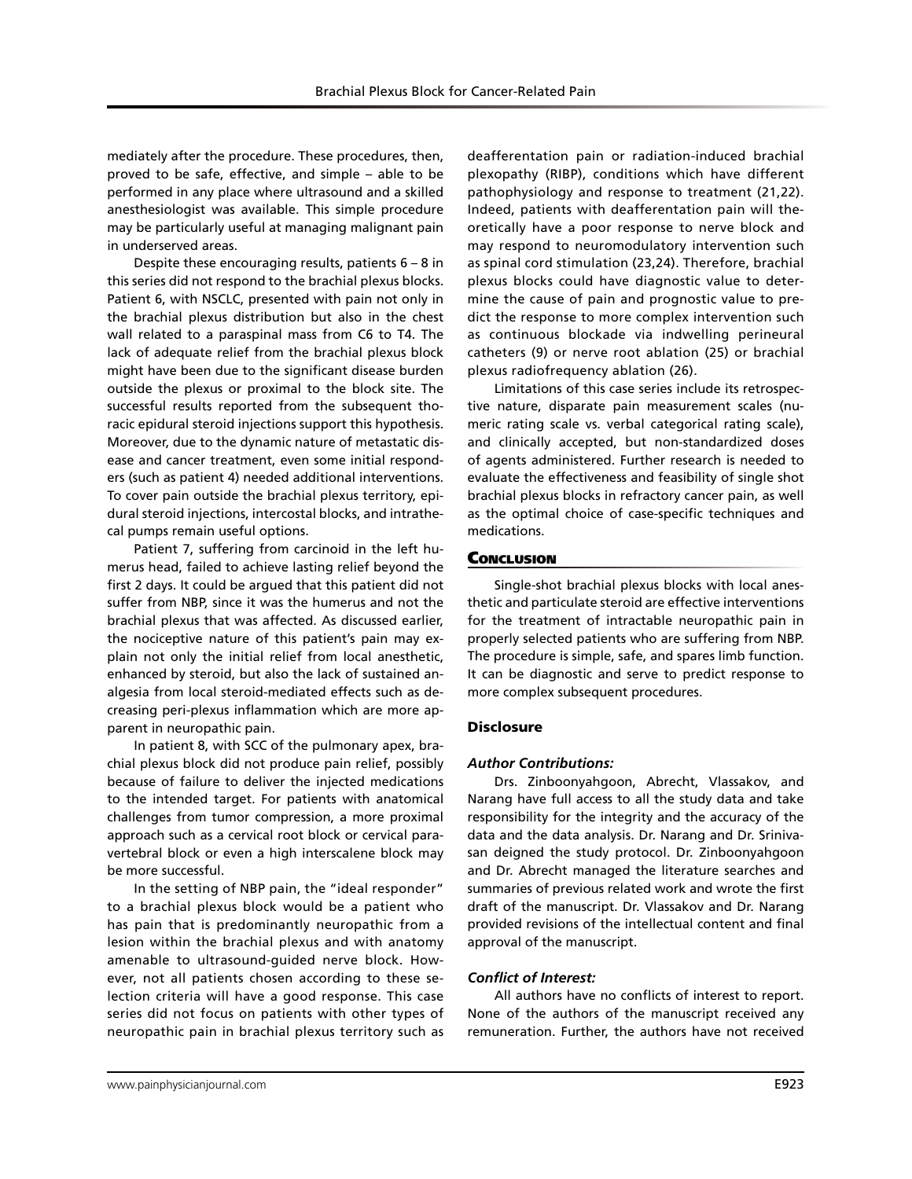mediately after the procedure. These procedures, then, proved to be safe, effective, and simple – able to be performed in any place where ultrasound and a skilled anesthesiologist was available. This simple procedure may be particularly useful at managing malignant pain in underserved areas.

Despite these encouraging results, patients 6 – 8 in this series did not respond to the brachial plexus blocks. Patient 6, with NSCLC, presented with pain not only in the brachial plexus distribution but also in the chest wall related to a paraspinal mass from C6 to T4. The lack of adequate relief from the brachial plexus block might have been due to the significant disease burden outside the plexus or proximal to the block site. The successful results reported from the subsequent thoracic epidural steroid injections support this hypothesis. Moreover, due to the dynamic nature of metastatic disease and cancer treatment, even some initial responders (such as patient 4) needed additional interventions. To cover pain outside the brachial plexus territory, epidural steroid injections, intercostal blocks, and intrathecal pumps remain useful options.

Patient 7, suffering from carcinoid in the left humerus head, failed to achieve lasting relief beyond the first 2 days. It could be argued that this patient did not suffer from NBP, since it was the humerus and not the brachial plexus that was affected. As discussed earlier, the nociceptive nature of this patient's pain may explain not only the initial relief from local anesthetic, enhanced by steroid, but also the lack of sustained analgesia from local steroid-mediated effects such as decreasing peri-plexus inflammation which are more apparent in neuropathic pain.

In patient 8, with SCC of the pulmonary apex, brachial plexus block did not produce pain relief, possibly because of failure to deliver the injected medications to the intended target. For patients with anatomical challenges from tumor compression, a more proximal approach such as a cervical root block or cervical paravertebral block or even a high interscalene block may be more successful.

In the setting of NBP pain, the "ideal responder" to a brachial plexus block would be a patient who has pain that is predominantly neuropathic from a lesion within the brachial plexus and with anatomy amenable to ultrasound-guided nerve block. However, not all patients chosen according to these selection criteria will have a good response. This case series did not focus on patients with other types of neuropathic pain in brachial plexus territory such as deafferentation pain or radiation-induced brachial plexopathy (RIBP), conditions which have different pathophysiology and response to treatment (21,22). Indeed, patients with deafferentation pain will theoretically have a poor response to nerve block and may respond to neuromodulatory intervention such as spinal cord stimulation (23,24). Therefore, brachial plexus blocks could have diagnostic value to determine the cause of pain and prognostic value to predict the response to more complex intervention such as continuous blockade via indwelling perineural catheters (9) or nerve root ablation (25) or brachial plexus radiofrequency ablation (26).

Limitations of this case series include its retrospective nature, disparate pain measurement scales (numeric rating scale vs. verbal categorical rating scale), and clinically accepted, but non-standardized doses of agents administered. Further research is needed to evaluate the effectiveness and feasibility of single shot brachial plexus blocks in refractory cancer pain, as well as the optimal choice of case-specific techniques and medications.

## Conclusion

Single-shot brachial plexus blocks with local anesthetic and particulate steroid are effective interventions for the treatment of intractable neuropathic pain in properly selected patients who are suffering from NBP. The procedure is simple, safe, and spares limb function. It can be diagnostic and serve to predict response to more complex subsequent procedures.

## Disclosure

### *Author Contributions:*

Drs. Zinboonyahgoon, Abrecht, Vlassakov, and Narang have full access to all the study data and take responsibility for the integrity and the accuracy of the data and the data analysis. Dr. Narang and Dr. Srinivasan deigned the study protocol. Dr. Zinboonyahgoon and Dr. Abrecht managed the literature searches and summaries of previous related work and wrote the first draft of the manuscript. Dr. Vlassakov and Dr. Narang provided revisions of the intellectual content and final approval of the manuscript.

### *Conflict of Interest:*

All authors have no conflicts of interest to report. None of the authors of the manuscript received any remuneration. Further, the authors have not received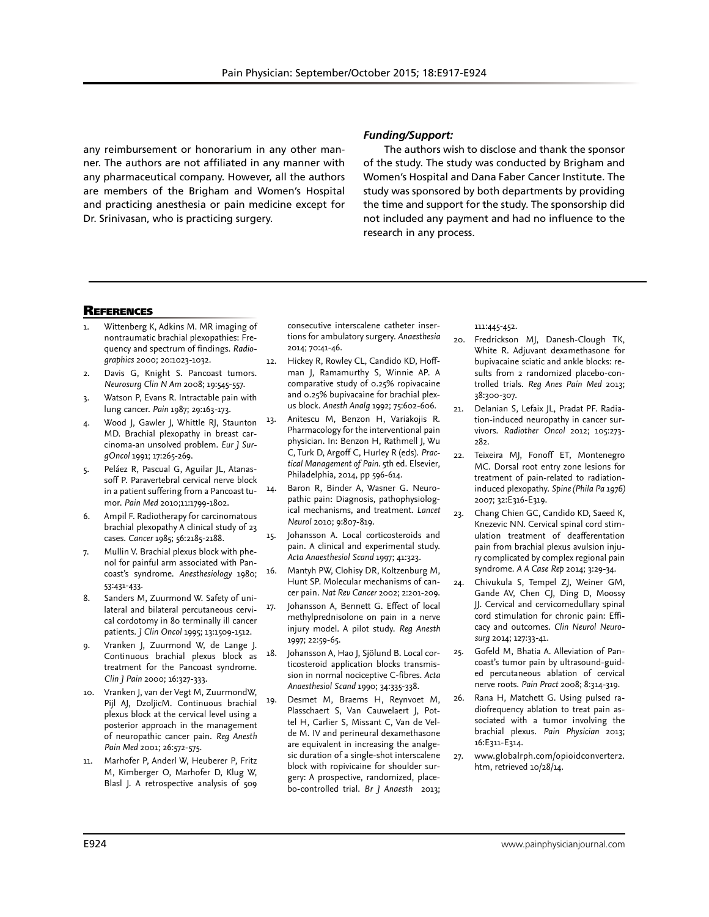any reimbursement or honorarium in any other manner. The authors are not affiliated in any manner with any pharmaceutical company. However, all the authors are members of the Brigham and Women's Hospital and practicing anesthesia or pain medicine except for Dr. Srinivasan, who is practicing surgery.

### *Funding/Support:*

The authors wish to disclose and thank the sponsor of the study. The study was conducted by Brigham and Women's Hospital and Dana Faber Cancer Institute. The study was sponsored by both departments by providing the time and support for the study. The sponsorship did not included any payment and had no influence to the research in any process.

## References

1. Wittenberg K, Adkins M. MR imaging of nontraumatic brachial plexopathies: Frequency and spectrum of findings. *Radiographics* 2000; 20:1023-1032.
2. Davis G, Knight S. Pancoast tumors. *Neurosurg Clin N Am* 2008; 19:545-557.
3. Watson P, Evans R. Intractable pain with lung cancer. *Pain* 1987; 29:163-173.
4. Wood J, Gawler J, Whittle RJ, Staunton MD. Brachial plexopathy in breast carcinoma-an unsolved problem. *Eur J SurgOncol* 1991; 17:265-269.
5. Peláez R, Pascual G, Aguilar JL, Atanassoff P. Paravertebral cervical nerve block in a patient suffering from a Pancoast tumor. *Pain Med* 2010;11:1799-1802.
6. Ampil F. Radiotherapy for carcinomatous brachial plexopathy A clinical study of 23 cases. *Cancer* 1985; 56:2185-2188.
7. Mullin V. Brachial plexus block with phenol for painful arm associated with Pancoast's syndrome. *Anesthesiology* 1980; 53:431-433.
8. Sanders M, Zuurmond W. Safety of unilateral and bilateral percutaneous cervical cordotomy in 80 terminally ill cancer patients. *J Clin Oncol* 1995; 13:1509-1512.
9. Vranken J, Zuurmond W, de Lange J. Continuous brachial plexus block as treatment for the Pancoast syndrome. *Clin J Pain* 2000; 16:327-333.
10. Vranken J, van der Vegt M, ZuurmondW, Pijl AJ, DzoljicM. Continuous brachial plexus block at the cervical level using a posterior approach in the management of neuropathic cancer pain. *Reg Anesth Pain Med* 2001; 26:572-575.
11. Marhofer P, Anderl W, Heuberer P, Fritz M, Kimberger O, Marhofer D, Klug W, Blasl J. A retrospective analysis of 509 consecutive interscalene catheter insertions for ambulatory surgery. *Anaesthesia* 2014; 70:41-46.
12. Hickey R, Rowley CL, Candido KD, Hoffman J, Ramamurthy S, Winnie AP. A comparative study of 0.25% ropivacaine and 0.25% bupivacaine for brachial plexus block. *Anesth Analg* 1992; 75:602-606.
13. Anitescu M, Benzon H, Variakojis R. Pharmacology for the interventional pain physician. In: Benzon H, Rathmell J, Wu C, Turk D, Argoff C, Hurley R (eds). *Practical Management of Pain*. 5th ed. Elsevier, Philadelphia, 2014, pp 596-614.
14. Baron R, Binder A, Wasner G. Neuropathic pain: Diagnosis, pathophysiological mechanisms, and treatment. *Lancet Neurol* 2010; 9:807-819.
15. Johansson A. Local corticosteroids and pain. A clinical and experimental study. *Acta Anaesthesiol Scand* 1997; 41:323.
16. Mantyh PW, Clohisy DR, Koltzenburg M, Hunt SP. Molecular mechanisms of cancer pain. *Nat Rev Cancer* 2002; 2:201-209.
17. Johansson A, Bennett G. Effect of local methylprednisolone on pain in a nerve injury model. A pilot study. *Reg Anesth* 1997; 22:59-65.
18. Johansson A, Hao J, Sjölund B. Local corticosteroid application blocks transmission in normal nociceptive C-fibres. *Acta Anaesthesiol Scand* 1990; 34:335-338.
19. Desmet M, Braems H, Reynvoet M, Plasschaert S, Van Cauwelaert J, Pottel H, Carlier S, Missant C, Van de Velde M. IV and perineural dexamethasone are equivalent in increasing the analgesic duration of a single-shot interscalene block with ropivicaine for shoulder surgery: A prospective, randomized, placebo-controlled trial. *Br J Anaesth* 2013; 111:445-452.
20. Fredrickson MJ, Danesh-Clough TK, White R. Adjuvant dexamethasone for bupivacaine sciatic and ankle blocks: results from 2 randomized placebo-controlled trials. *Reg Anes Pain Med* 2013; 38:300-307.
21. Delanian S, Lefaix JL, Pradat PF. Radiation-induced neuropathy in cancer survivors. *Radiother Oncol* 2012; 105:273-282.
22. Teixeira MJ, Fonoff ET, Montenegro MC. Dorsal root entry zone lesions for treatment of pain-related to radiation-induced plexopathy. *Spine (Phila Pa 1976)* 2007; 32:E316-E319.
23. Chang Chien GC, Candido KD, Saeed K, Knezevic NN. Cervical spinal cord stimulation treatment of deafferentation pain from brachial plexus avulsion injury complicated by complex regional pain syndrome. *A A Case Rep* 2014; 3:29-34.
24. Chivukula S, Tempel ZJ, Weiner GM, Gande AV, Chen CJ, Ding D, Moossy JJ. Cervical and cervicomedullary spinal cord stimulation for chronic pain: Efficacy and outcomes. *Clin Neurol Neurosurg* 2014; 127:33-41.
25. Gofeld M, Bhatia A. Alleviation of Pancoast's tumor pain by ultrasound-guided percutaneous ablation of cervical nerve roots. *Pain Pract* 2008; 8:314-319.
26. Rana H, Matchett G. Using pulsed radiofrequency ablation to treat pain associated with a tumor involving the brachial plexus. *Pain Physician* 2013; 16:E311-E314.
27. www.globalrph.com/opioidconverter2.htm, retrieved 10/28/14.